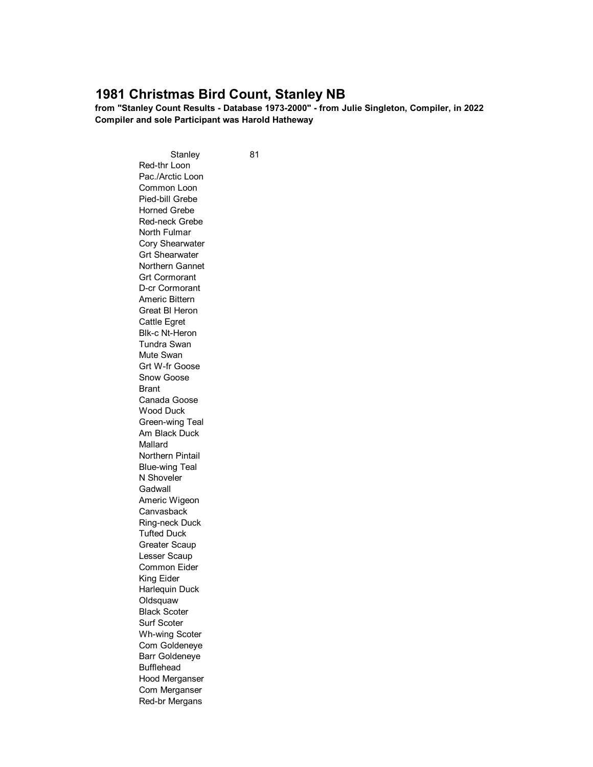# 1981 Christmas Bird Count, Stanley NB

**from "Stanley Count Results - Database 1973-2000" - from Julie Singleton, Compiler, in 2022**
**Compiler and sole Participant was Harold Hatheway**

| Stanley | 81 |
|---|---|
| Red-thr Loon | |
| Pac./Arctic Loon | |
| Common Loon | |
| Pied-bill Grebe | |
| Horned Grebe | |
| Red-neck Grebe | |
| North Fulmar | |
| Cory Shearwater | |
| Grt Shearwater | |
| Northern Gannet | |
| Grt Cormorant | |
| D-cr Cormorant | |
| Americ Bittern | |
| Great Bl Heron | |
| Cattle Egret | |
| Blk-c Nt-Heron | |
| Tundra Swan | |
| Mute Swan | |
| Grt W-fr Goose | |
| Snow Goose | |
| Brant | |
| Canada Goose | |
| Wood Duck | |
| Green-wing Teal | |
| Am Black Duck | |
| Mallard | |
| Northern Pintail | |
| Blue-wing Teal | |
| N Shoveler | |
| Gadwall | |
| Americ Wigeon | |
| Canvasback | |
| Ring-neck Duck | |
| Tufted Duck | |
| Greater Scaup | |
| Lesser Scaup | |
| Common Eider | |
| King Eider | |
| Harlequin Duck | |
| Oldsquaw | |
| Black Scoter | |
| Surf Scoter | |
| Wh-wing Scoter | |
| Com Goldeneye | |
| Barr Goldeneye | |
| Bufflehead | |
| Hood Merganser | |
| Com Merganser | |
| Red-br Mergans | |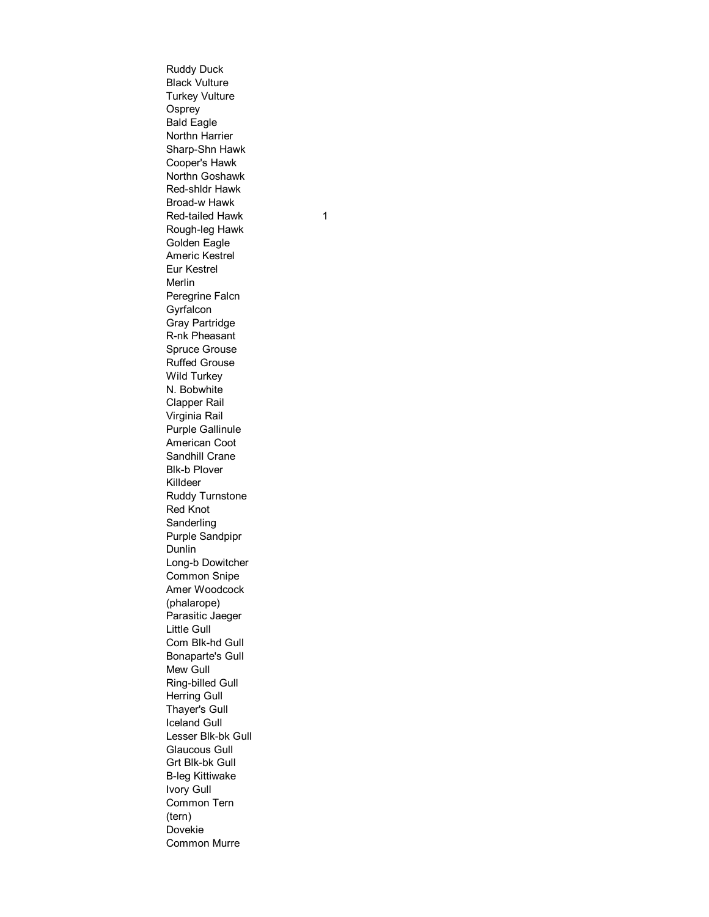| | |
|---|---|
| Ruddy Duck | |
| Black Vulture | |
| Turkey Vulture | |
| Osprey | |
| Bald Eagle | |
| Northn Harrier | |
| Sharp-Shn Hawk | |
| Cooper's Hawk | |
| Northn Goshawk | |
| Red-shldr Hawk | |
| Broad-w Hawk | |
| Red-tailed Hawk | 1 |
| Rough-leg Hawk | |
| Golden Eagle | |
| Americ Kestrel | |
| Eur Kestrel | |
| Merlin | |
| Peregrine Falcn | |
| Gyrfalcon | |
| Gray Partridge | |
| R-nk Pheasant | |
| Spruce Grouse | |
| Ruffed Grouse | |
| Wild Turkey | |
| N. Bobwhite | |
| Clapper Rail | |
| Virginia Rail | |
| Purple Gallinule | |
| American Coot | |
| Sandhill Crane | |
| Blk-b Plover | |
| Killdeer | |
| Ruddy Turnstone | |
| Red Knot | |
| Sanderling | |
| Purple Sandpipr | |
| Dunlin | |
| Long-b Dowitcher | |
| Common Snipe | |
| Amer Woodcock | |
| (phalarope) | |
| Parasitic Jaeger | |
| Little Gull | |
| Com Blk-hd Gull | |
| Bonaparte's Gull | |
| Mew Gull | |
| Ring-billed Gull | |
| Herring Gull | |
| Thayer's Gull | |
| Iceland Gull | |
| Lesser Blk-bk Gull | |
| Glaucous Gull | |
| Grt Blk-bk Gull | |
| B-leg Kittiwake | |
| Ivory Gull | |
| Common Tern | |
| (tern) | |
| Dovekie | |
| Common Murre | |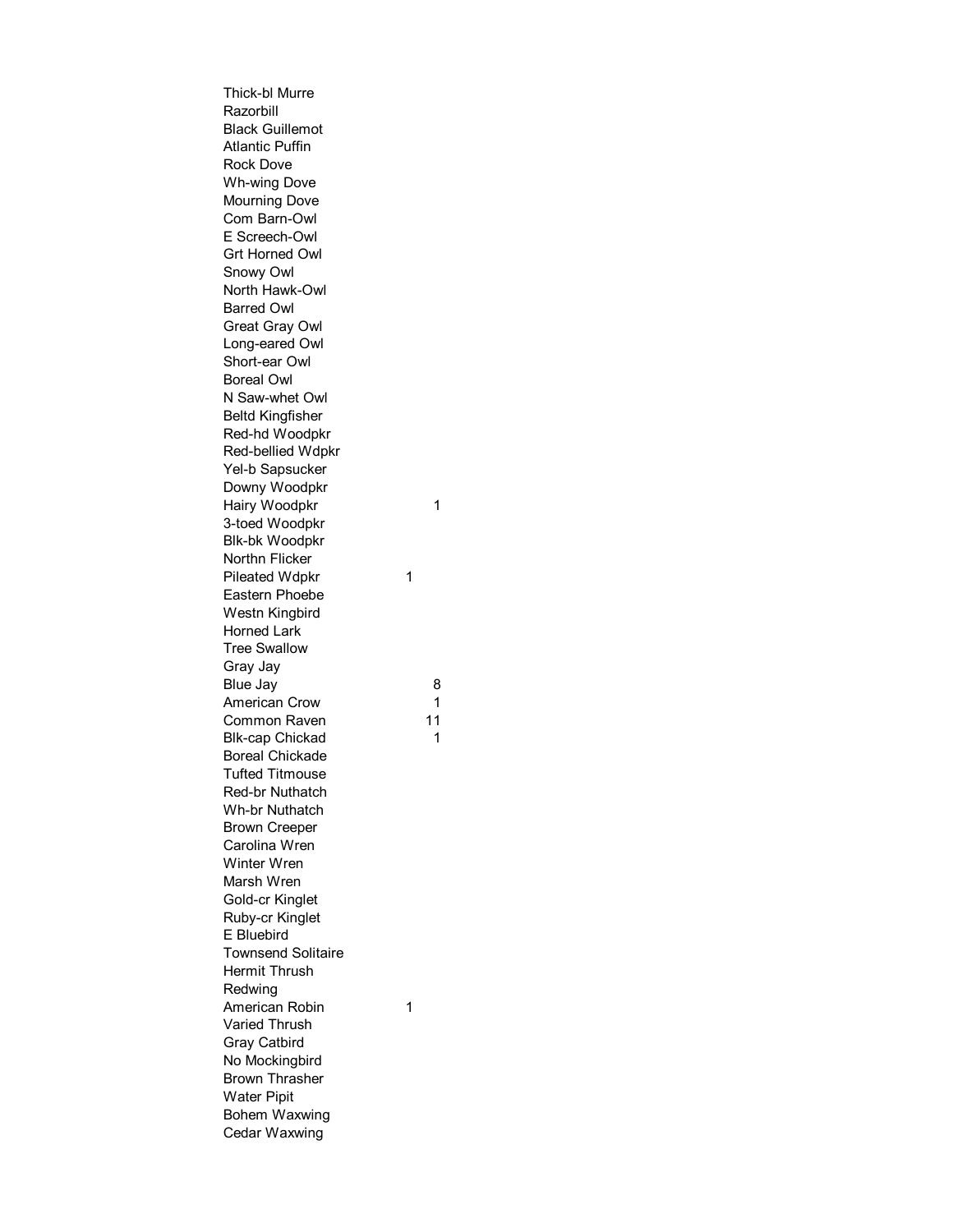| | | |
|---|---|---|
| Thick-bl Murre | | |
| Razorbill | | |
| Black Guillemot | | |
| Atlantic Puffin | | |
| Rock Dove | | |
| Wh-wing Dove | | |
| Mourning Dove | | |
| Com Barn-Owl | | |
| E Screech-Owl | | |
| Grt Horned Owl | | |
| Snowy Owl | | |
| North Hawk-Owl | | |
| Barred Owl | | |
| Great Gray Owl | | |
| Long-eared Owl | | |
| Short-ear Owl | | |
| Boreal Owl | | |
| N Saw-whet Owl | | |
| Beltd Kingfisher | | |
| Red-hd Woodpkr | | |
| Red-bellied Wdpkr | | |
| Yel-b Sapsucker | | |
| Downy Woodpkr | | |
| Hairy Woodpkr | | 1 |
| 3-toed Woodpkr | | |
| Blk-bk Woodpkr | | |
| Northn Flicker | | |
| Pileated Wdpkr | 1 | |
| Eastern Phoebe | | |
| Westn Kingbird | | |
| Horned Lark | | |
| Tree Swallow | | |
| Gray Jay | | |
| Blue Jay | | 8 |
| American Crow | | 1 |
| Common Raven | | 11 |
| Blk-cap Chickad | | 1 |
| Boreal Chickade | | |
| Tufted Titmouse | | |
| Red-br Nuthatch | | |
| Wh-br Nuthatch | | |
| Brown Creeper | | |
| Carolina Wren | | |
| Winter Wren | | |
| Marsh Wren | | |
| Gold-cr Kinglet | | |
| Ruby-cr Kinglet | | |
| E Bluebird | | |
| Townsend Solitaire | | |
| Hermit Thrush | | |
| Redwing | | |
| American Robin | 1 | |
| Varied Thrush | | |
| Gray Catbird | | |
| No Mockingbird | | |
| Brown Thrasher | | |
| Water Pipit | | |
| Bohem Waxwing | | |
| Cedar Waxwing | | |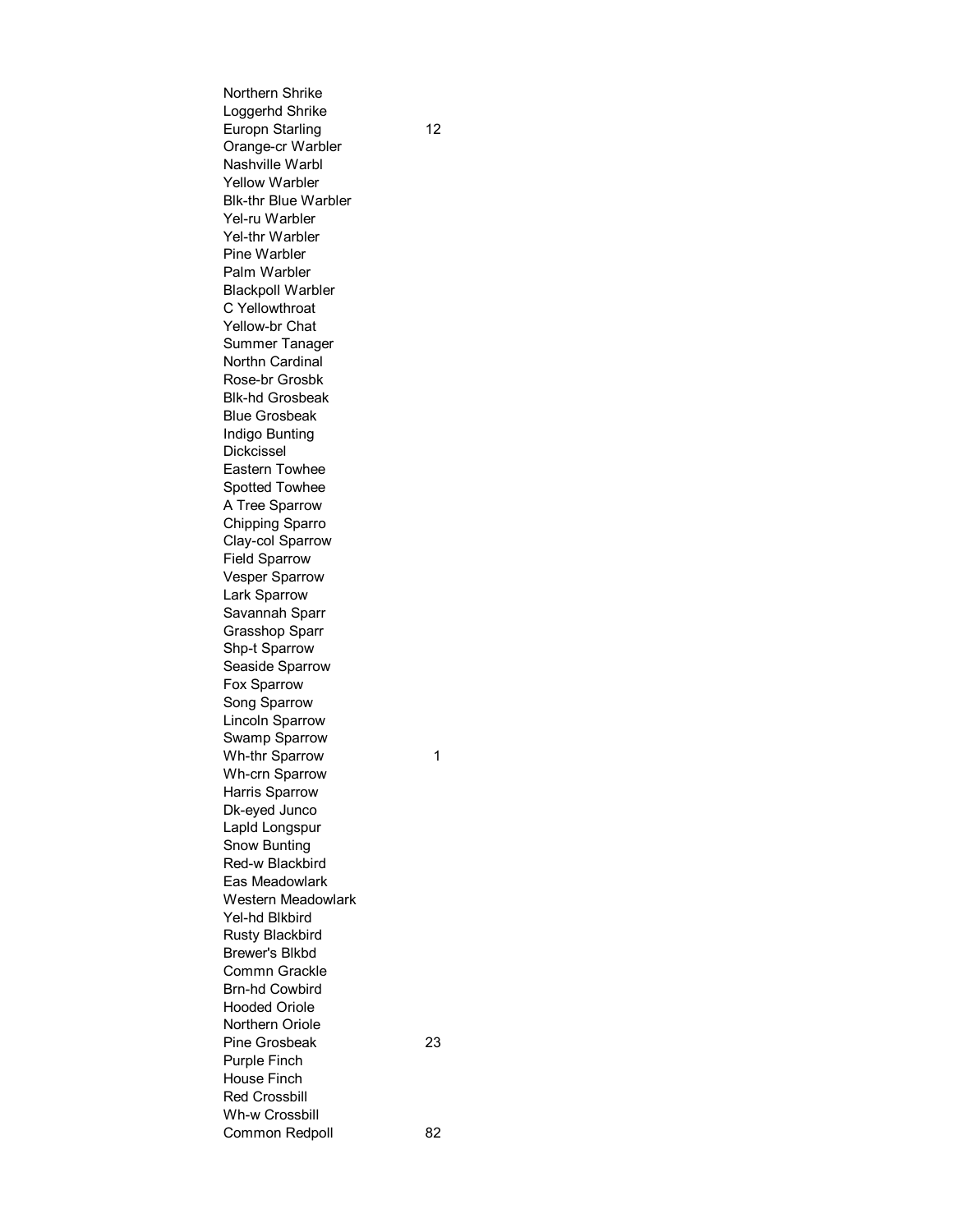| | |
|---|---|
| Northern Shrike | |
| Loggerhd Shrike | |
| Europn Starling | 12 |
| Orange-cr Warbler | |
| Nashville Warbl | |
| Yellow Warbler | |
| Blk-thr Blue Warbler | |
| Yel-ru Warbler | |
| Yel-thr Warbler | |
| Pine Warbler | |
| Palm Warbler | |
| Blackpoll Warbler | |
| C Yellowthroat | |
| Yellow-br Chat | |
| Summer Tanager | |
| Northn Cardinal | |
| Rose-br Grosbk | |
| Blk-hd Grosbeak | |
| Blue Grosbeak | |
| Indigo Bunting | |
| Dickcissel | |
| Eastern Towhee | |
| Spotted Towhee | |
| A Tree Sparrow | |
| Chipping Sparro | |
| Clay-col Sparrow | |
| Field Sparrow | |
| Vesper Sparrow | |
| Lark Sparrow | |
| Savannah Sparr | |
| Grasshop Sparr | |
| Shp-t Sparrow | |
| Seaside Sparrow | |
| Fox Sparrow | |
| Song Sparrow | |
| Lincoln Sparrow | |
| Swamp Sparrow | |
| Wh-thr Sparrow | 1 |
| Wh-crn Sparrow | |
| Harris Sparrow | |
| Dk-eyed Junco | |
| Lapld Longspur | |
| Snow Bunting | |
| Red-w Blackbird | |
| Eas Meadowlark | |
| Western Meadowlark | |
| Yel-hd Blkbird | |
| Rusty Blackbird | |
| Brewer's Blkbd | |
| Commn Grackle | |
| Brn-hd Cowbird | |
| Hooded Oriole | |
| Northern Oriole | |
| Pine Grosbeak | 23 |
| Purple Finch | |
| House Finch | |
| Red Crossbill | |
| Wh-w Crossbill | |
| Common Redpoll | 82 |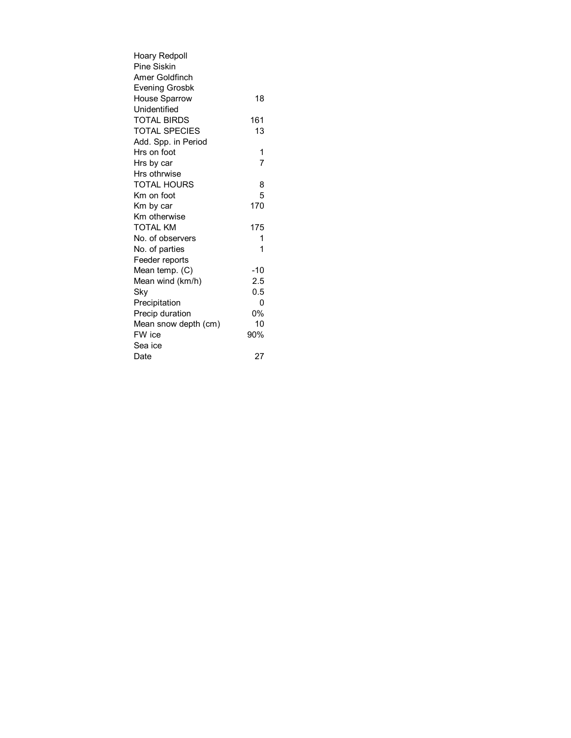| | |
|---|---|
| Hoary Redpoll | |
| Pine Siskin | |
| Amer Goldfinch | |
| Evening Grosbk | |
| House Sparrow | 18 |
| Unidentified | |
| TOTAL BIRDS | 161 |
| TOTAL SPECIES | 13 |
| Add. Spp. in Period | |
| Hrs on foot | 1 |
| Hrs by car | 7 |
| Hrs othrwise | |
| TOTAL HOURS | 8 |
| Km on foot | 5 |
| Km by car | 170 |
| Km otherwise | |
| TOTAL KM | 175 |
| No. of observers | 1 |
| No. of parties | 1 |
| Feeder reports | |
| Mean temp. (C) | -10 |
| Mean wind (km/h) | 2.5 |
| Sky | 0.5 |
| Precipitation | 0 |
| Precip duration | 0% |
| Mean snow depth (cm) | 10 |
| FW ice | 90% |
| Sea ice | |
| Date | 27 |